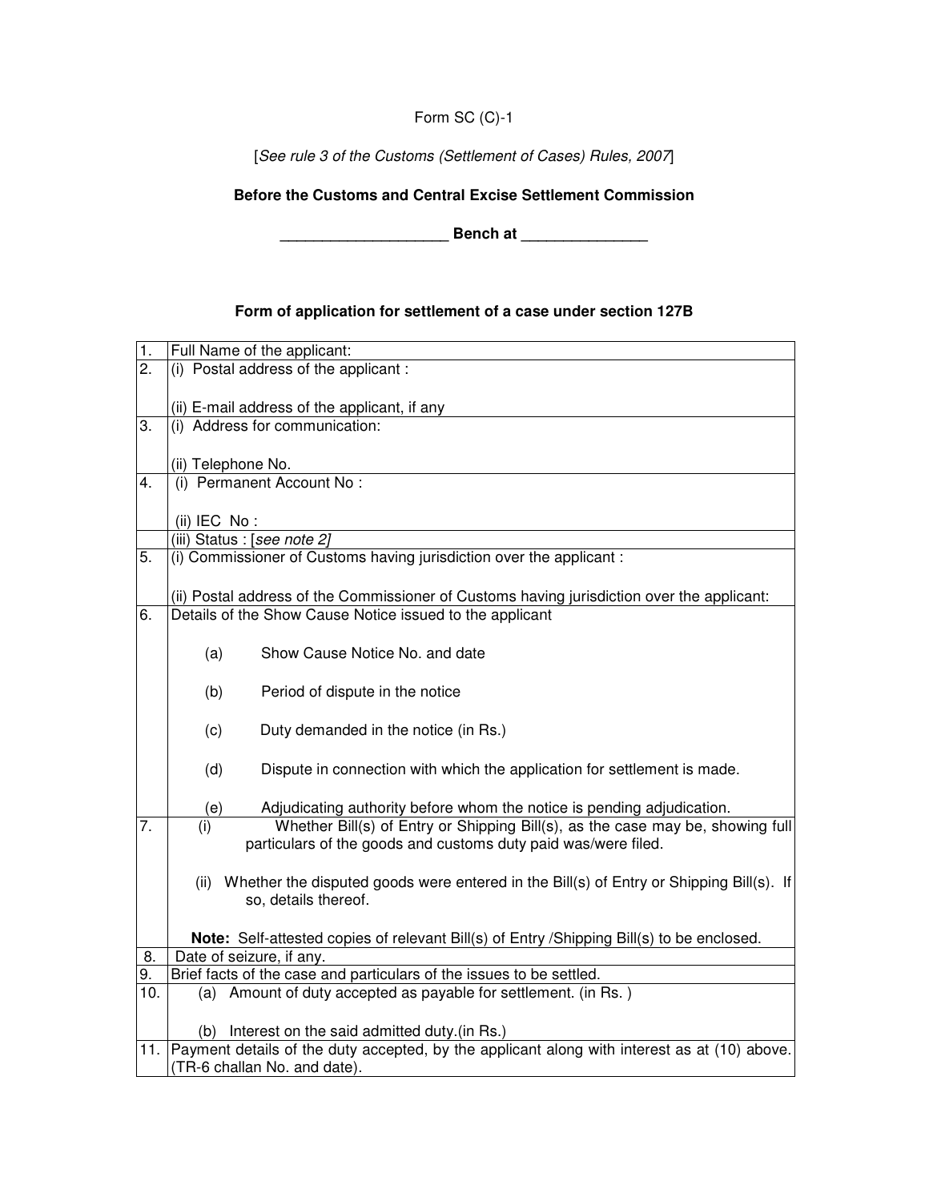Form SC (C)-1

[*See rule 3 of the Customs (Settlement of Cases) Rules, 2007*]

**Before the Customs and Central Excise Settlement Commission**

**____________________ Bench at _______________**

**Form of application for settlement of a case under section 127B**

| | |
|---|---|
| 1. | Full Name of the applicant: |
| 2. | (i) Postal address of the applicant :<br><br>(ii) E-mail address of the applicant, if any |
| 3. | (i) Address for communication:<br><br>(ii) Telephone No. |
| 4. | (i) Permanent Account No :<br><br>(ii) IEC No : |
| | (iii) Status : [*see note 2]* |
| 5. | (i) Commissioner of Customs having jurisdiction over the applicant :<br><br>(ii) Postal address of the Commissioner of Customs having jurisdiction over the applicant: |
| 6. | Details of the Show Cause Notice issued to the applicant<br><br>(a) Show Cause Notice No. and date<br><br>(b) Period of dispute in the notice<br><br>(c) Duty demanded in the notice (in Rs.)<br><br>(d) Dispute in connection with which the application for settlement is made.<br><br>(e) Adjudicating authority before whom the notice is pending adjudication. |
| 7. | (i) Whether Bill(s) of Entry or Shipping Bill(s), as the case may be, showing full particulars of the goods and customs duty paid was/were filed.<br><br>(ii) Whether the disputed goods were entered in the Bill(s) of Entry or Shipping Bill(s). If so, details thereof.<br><br>**Note:** Self-attested copies of relevant Bill(s) of Entry /Shipping Bill(s) to be enclosed. |
| 8. | Date of seizure, if any. |
| 9. | Brief facts of the case and particulars of the issues to be settled. |
| 10. | (a) Amount of duty accepted as payable for settlement. (in Rs. )<br><br>(b) Interest on the said admitted duty.(in Rs.) |
| 11. | Payment details of the duty accepted, by the applicant along with interest as at (10) above. (TR-6 challan No. and date). |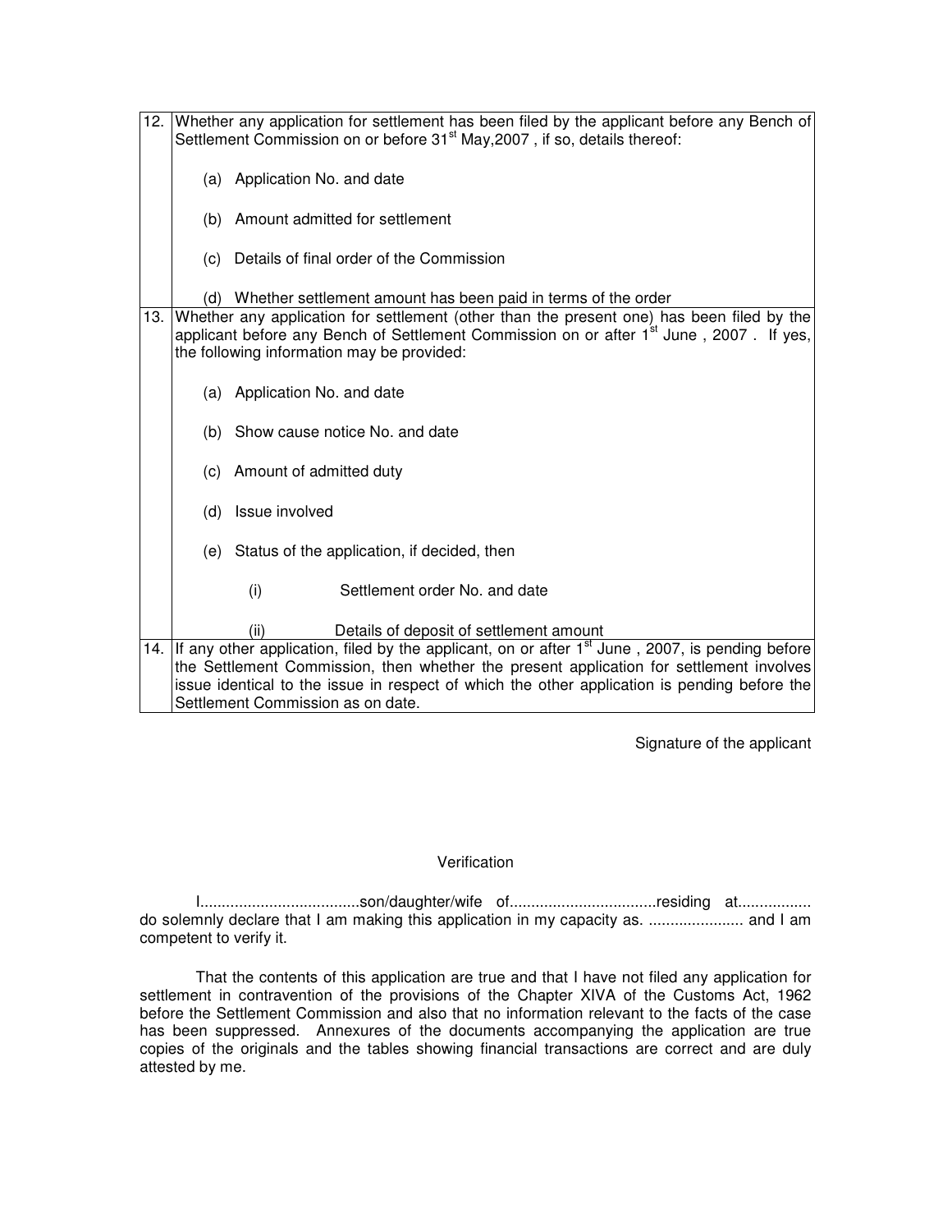| | |
|---|---|
| 12. | Whether any application for settlement has been filed by the applicant before any Bench of Settlement Commission on or before 31st May,2007 , if so, details thereof:<br><br>(a) Application No. and date<br><br>(b) Amount admitted for settlement<br><br>(c) Details of final order of the Commission<br><br>(d) Whether settlement amount has been paid in terms of the order |
| 13. | Whether any application for settlement (other than the present one) has been filed by the applicant before any Bench of Settlement Commission on or after 1st June , 2007 . If yes, the following information may be provided:<br><br>(a) Application No. and date<br><br>(b) Show cause notice No. and date<br><br>(c) Amount of admitted duty<br><br>(d) Issue involved<br><br>(e) Status of the application, if decided, then<br><br>(i) Settlement order No. and date<br><br>(ii) Details of deposit of settlement amount |
| 14. | If any other application, filed by the applicant, on or after 1st June , 2007, is pending before the Settlement Commission, then whether the present application for settlement involves issue identical to the issue in respect of which the other application is pending before the Settlement Commission as on date. |

Signature of the applicant

Verification

I.....................................son/daughter/wife of..................................residing at................. do solemnly declare that I am making this application in my capacity as. ...................... and I am competent to verify it.

That the contents of this application are true and that I have not filed any application for settlement in contravention of the provisions of the Chapter XIVA of the Customs Act, 1962 before the Settlement Commission and also that no information relevant to the facts of the case has been suppressed. Annexures of the documents accompanying the application are true copies of the originals and the tables showing financial transactions are correct and are duly attested by me.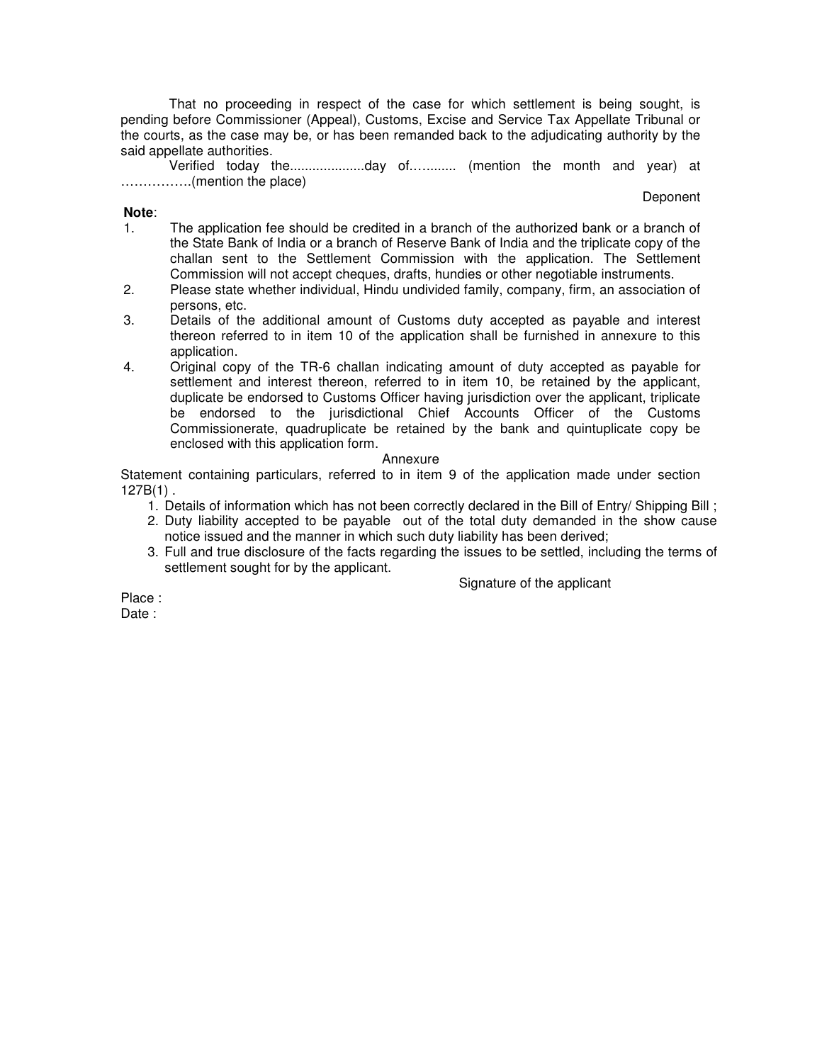That no proceeding in respect of the case for which settlement is being sought, is pending before Commissioner (Appeal), Customs, Excise and Service Tax Appellate Tribunal or the courts, as the case may be, or has been remanded back to the adjudicating authority by the said appellate authorities.

Verified today the....................day of…........ (mention the month and year) at …………….(mention the place)

Deponent

**Note**:

1. The application fee should be credited in a branch of the authorized bank or a branch of the State Bank of India or a branch of Reserve Bank of India and the triplicate copy of the challan sent to the Settlement Commission with the application. The Settlement Commission will not accept cheques, drafts, hundies or other negotiable instruments.
2. Please state whether individual, Hindu undivided family, company, firm, an association of persons, etc.
3. Details of the additional amount of Customs duty accepted as payable and interest thereon referred to in item 10 of the application shall be furnished in annexure to this application.
4. Original copy of the TR-6 challan indicating amount of duty accepted as payable for settlement and interest thereon, referred to in item 10, be retained by the applicant, duplicate be endorsed to Customs Officer having jurisdiction over the applicant, triplicate be endorsed to the jurisdictional Chief Accounts Officer of the Customs Commissionerate, quadruplicate be retained by the bank and quintuplicate copy be enclosed with this application form.

Annexure

Statement containing particulars, referred to in item 9 of the application made under section 127B(1) .

1. Details of information which has not been correctly declared in the Bill of Entry/ Shipping Bill ;
2. Duty liability accepted to be payable out of the total duty demanded in the show cause notice issued and the manner in which such duty liability has been derived;
3. Full and true disclosure of the facts regarding the issues to be settled, including the terms of settlement sought for by the applicant.

Signature of the applicant

Place :

Date :